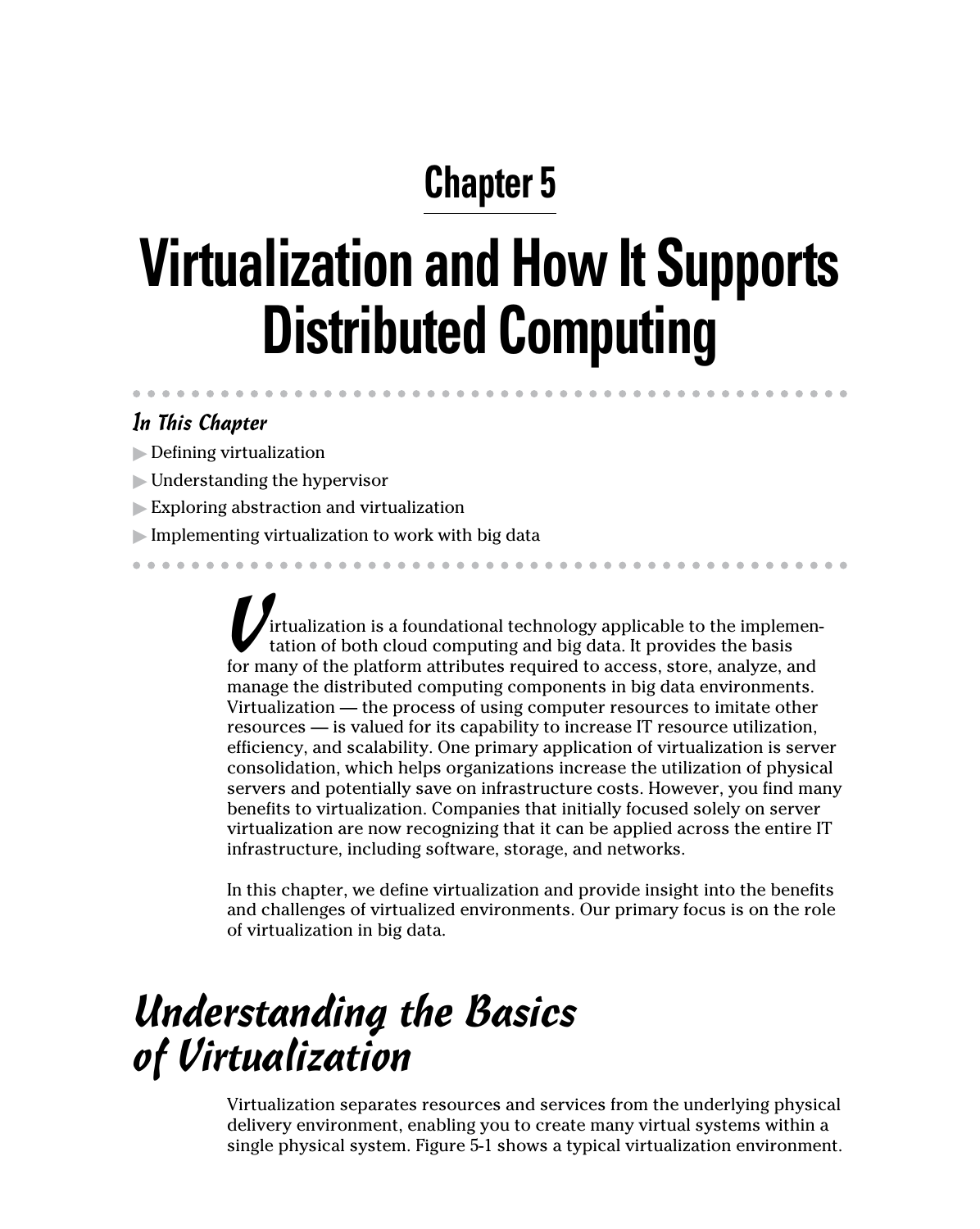# Chapter 5

# Virtualization and How It Supports Distributed Computing

### *In This Chapter*

- Defining virtualization
- Understanding the hypervisor
- Exploring abstraction and virtualization
- Implementing virtualization to work with big data

Virtualization is a foundational technology applicable to the implementation of both cloud computing and big data. It provides the basis for many of the platform attributes required to access, store, analyze, and manage the distributed computing components in big data environments. Virtualization — the process of using computer resources to imitate other resources — is valued for its capability to increase IT resource utilization, efficiency, and scalability. One primary application of virtualization is server consolidation, which helps organizations increase the utilization of physical servers and potentially save on infrastructure costs. However, you find many benefits to virtualization. Companies that initially focused solely on server virtualization are now recognizing that it can be applied across the entire IT infrastructure, including software, storage, and networks.

In this chapter, we define virtualization and provide insight into the benefits and challenges of virtualized environments. Our primary focus is on the role of virtualization in big data.

## *Understanding the Basics of Virtualization*

Virtualization separates resources and services from the underlying physical delivery environment, enabling you to create many virtual systems within a single physical system. Figure 5-1 shows a typical virtualization environment.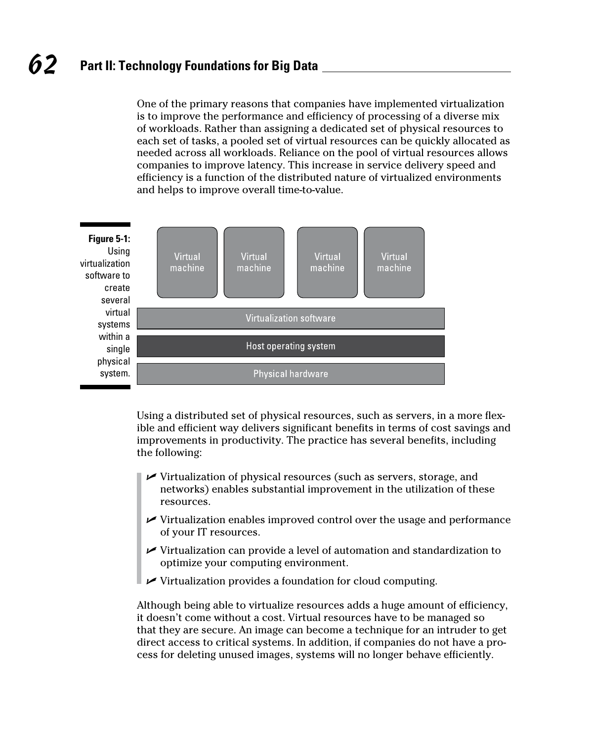One of the primary reasons that companies have implemented virtualization is to improve the performance and efficiency of processing of a diverse mix of workloads. Rather than assigning a dedicated set of physical resources to each set of tasks, a pooled set of virtual resources can be quickly allocated as needed across all workloads. Reliance on the pool of virtual resources allows companies to improve latency. This increase in service delivery speed and efficiency is a function of the distributed nature of virtualized environments and helps to improve overall time-to-value.

| Virtual machine | Virtual machine | Virtual machine | Virtual machine |
|---|---|---|---|
| Virtualization software | | | |
| Host operating system | | | |
| Physical hardware | | | |

**Figure 5-1:** Using virtualization software to create several virtual systems within a single physical system.

Using a distributed set of physical resources, such as servers, in a more flexible and efficient way delivers significant benefits in terms of cost savings and improvements in productivity. The practice has several benefits, including the following:

- Virtualization of physical resources (such as servers, storage, and networks) enables substantial improvement in the utilization of these resources.
- Virtualization enables improved control over the usage and performance of your IT resources.
- Virtualization can provide a level of automation and standardization to optimize your computing environment.
- Virtualization provides a foundation for cloud computing.

Although being able to virtualize resources adds a huge amount of efficiency, it doesn't come without a cost. Virtual resources have to be managed so that they are secure. An image can become a technique for an intruder to get direct access to critical systems. In addition, if companies do not have a process for deleting unused images, systems will no longer behave efficiently.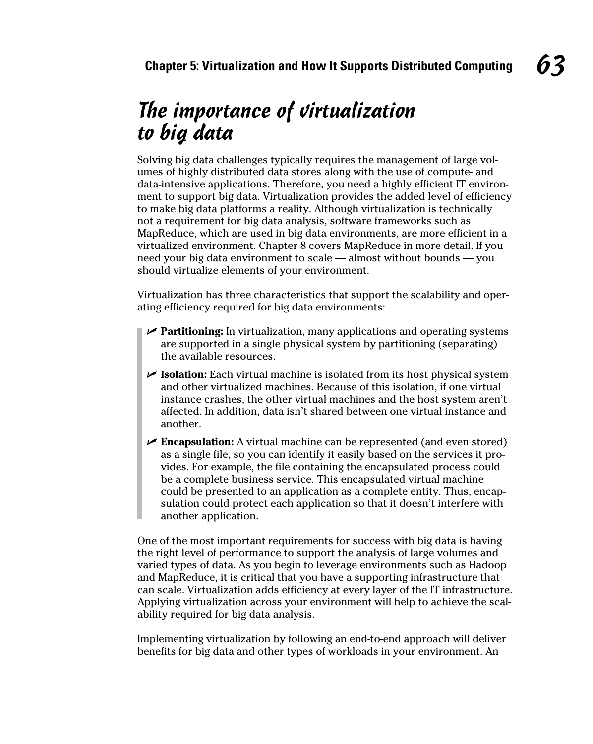## The importance of virtualization to big data

Solving big data challenges typically requires the management of large volumes of highly distributed data stores along with the use of compute- and data-intensive applications. Therefore, you need a highly efficient IT environment to support big data. Virtualization provides the added level of efficiency to make big data platforms a reality. Although virtualization is technically not a requirement for big data analysis, software frameworks such as MapReduce, which are used in big data environments, are more efficient in a virtualized environment. Chapter 8 covers MapReduce in more detail. If you need your big data environment to scale — almost without bounds — you should virtualize elements of your environment.

Virtualization has three characteristics that support the scalability and operating efficiency required for big data environments:

- **Partitioning:** In virtualization, many applications and operating systems are supported in a single physical system by partitioning (separating) the available resources.
- **Isolation:** Each virtual machine is isolated from its host physical system and other virtualized machines. Because of this isolation, if one virtual instance crashes, the other virtual machines and the host system aren't affected. In addition, data isn't shared between one virtual instance and another.
- **Encapsulation:** A virtual machine can be represented (and even stored) as a single file, so you can identify it easily based on the services it provides. For example, the file containing the encapsulated process could be a complete business service. This encapsulated virtual machine could be presented to an application as a complete entity. Thus, encapsulation could protect each application so that it doesn't interfere with another application.

One of the most important requirements for success with big data is having the right level of performance to support the analysis of large volumes and varied types of data. As you begin to leverage environments such as Hadoop and MapReduce, it is critical that you have a supporting infrastructure that can scale. Virtualization adds efficiency at every layer of the IT infrastructure. Applying virtualization across your environment will help to achieve the scalability required for big data analysis.

Implementing virtualization by following an end-to-end approach will deliver benefits for big data and other types of workloads in your environment. An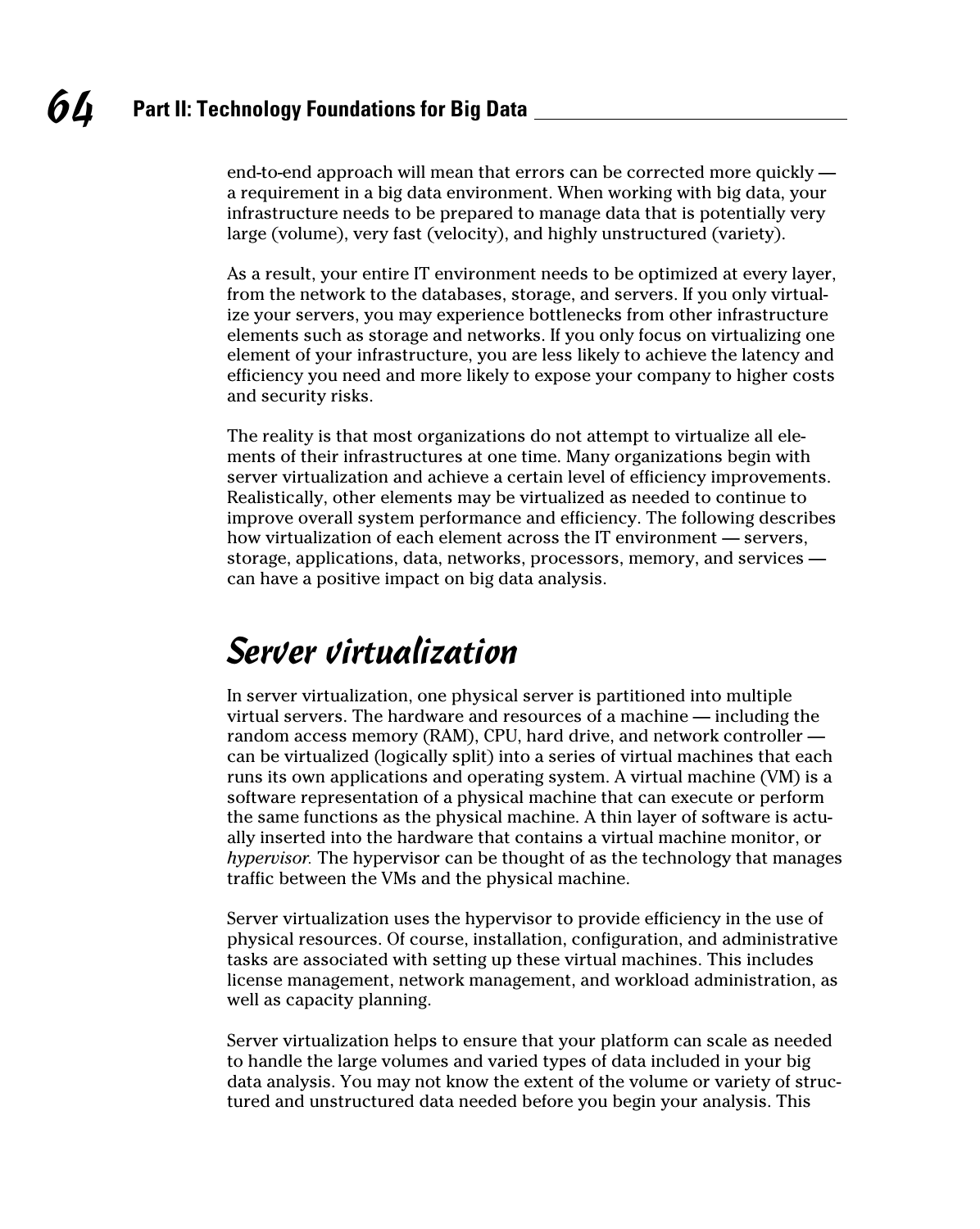end-to-end approach will mean that errors can be corrected more quickly — a requirement in a big data environment. When working with big data, your infrastructure needs to be prepared to manage data that is potentially very large (volume), very fast (velocity), and highly unstructured (variety).

As a result, your entire IT environment needs to be optimized at every layer, from the network to the databases, storage, and servers. If you only virtualize your servers, you may experience bottlenecks from other infrastructure elements such as storage and networks. If you only focus on virtualizing one element of your infrastructure, you are less likely to achieve the latency and efficiency you need and more likely to expose your company to higher costs and security risks.

The reality is that most organizations do not attempt to virtualize all elements of their infrastructures at one time. Many organizations begin with server virtualization and achieve a certain level of efficiency improvements. Realistically, other elements may be virtualized as needed to continue to improve overall system performance and efficiency. The following describes how virtualization of each element across the IT environment — servers, storage, applications, data, networks, processors, memory, and services — can have a positive impact on big data analysis.

## Server virtualization

In server virtualization, one physical server is partitioned into multiple virtual servers. The hardware and resources of a machine — including the random access memory (RAM), CPU, hard drive, and network controller — can be virtualized (logically split) into a series of virtual machines that each runs its own applications and operating system. A virtual machine (VM) is a software representation of a physical machine that can execute or perform the same functions as the physical machine. A thin layer of software is actually inserted into the hardware that contains a virtual machine monitor, or *hypervisor.* The hypervisor can be thought of as the technology that manages traffic between the VMs and the physical machine.

Server virtualization uses the hypervisor to provide efficiency in the use of physical resources. Of course, installation, configuration, and administrative tasks are associated with setting up these virtual machines. This includes license management, network management, and workload administration, as well as capacity planning.

Server virtualization helps to ensure that your platform can scale as needed to handle the large volumes and varied types of data included in your big data analysis. You may not know the extent of the volume or variety of structured and unstructured data needed before you begin your analysis. This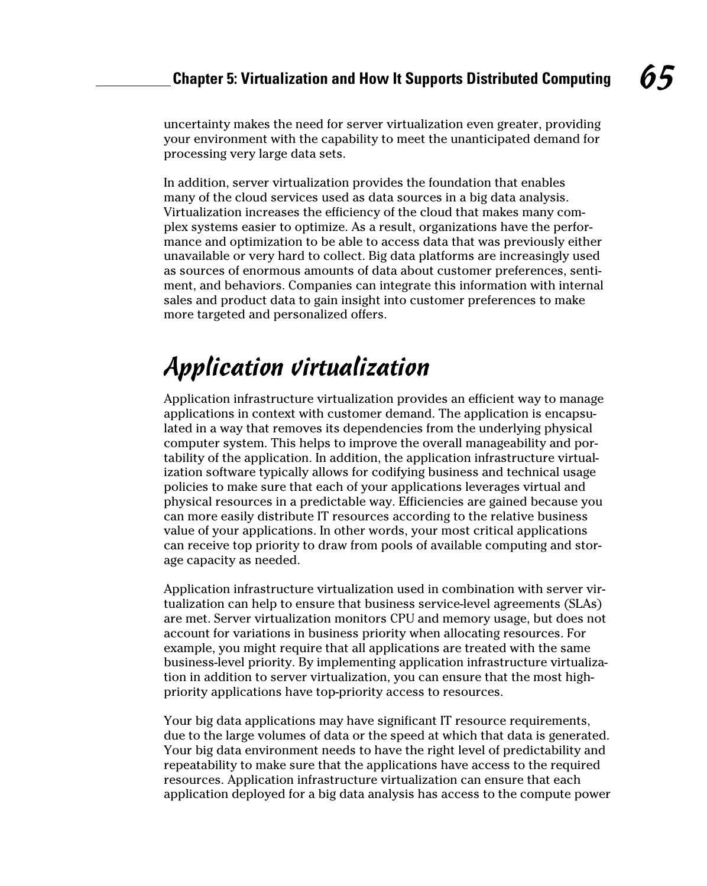uncertainty makes the need for server virtualization even greater, providing your environment with the capability to meet the unanticipated demand for processing very large data sets.

In addition, server virtualization provides the foundation that enables many of the cloud services used as data sources in a big data analysis. Virtualization increases the efficiency of the cloud that makes many complex systems easier to optimize. As a result, organizations have the performance and optimization to be able to access data that was previously either unavailable or very hard to collect. Big data platforms are increasingly used as sources of enormous amounts of data about customer preferences, sentiment, and behaviors. Companies can integrate this information with internal sales and product data to gain insight into customer preferences to make more targeted and personalized offers.

## Application virtualization

Application infrastructure virtualization provides an efficient way to manage applications in context with customer demand. The application is encapsulated in a way that removes its dependencies from the underlying physical computer system. This helps to improve the overall manageability and portability of the application. In addition, the application infrastructure virtualization software typically allows for codifying business and technical usage policies to make sure that each of your applications leverages virtual and physical resources in a predictable way. Efficiencies are gained because you can more easily distribute IT resources according to the relative business value of your applications. In other words, your most critical applications can receive top priority to draw from pools of available computing and storage capacity as needed.

Application infrastructure virtualization used in combination with server virtualization can help to ensure that business service-level agreements (SLAs) are met. Server virtualization monitors CPU and memory usage, but does not account for variations in business priority when allocating resources. For example, you might require that all applications are treated with the same business-level priority. By implementing application infrastructure virtualization in addition to server virtualization, you can ensure that the most high-priority applications have top-priority access to resources.

Your big data applications may have significant IT resource requirements, due to the large volumes of data or the speed at which that data is generated. Your big data environment needs to have the right level of predictability and repeatability to make sure that the applications have access to the required resources. Application infrastructure virtualization can ensure that each application deployed for a big data analysis has access to the compute power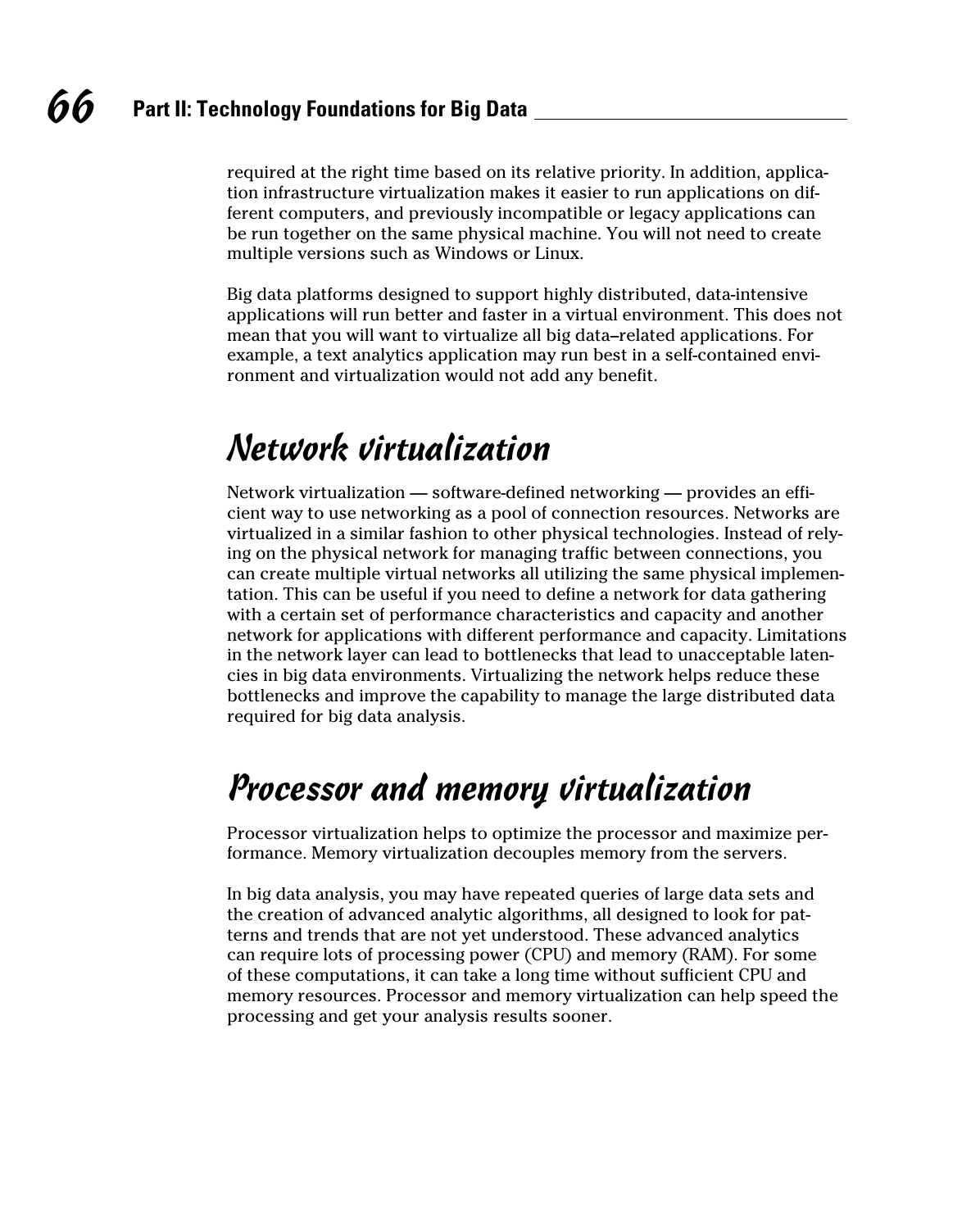required at the right time based on its relative priority. In addition, application infrastructure virtualization makes it easier to run applications on different computers, and previously incompatible or legacy applications can be run together on the same physical machine. You will not need to create multiple versions such as Windows or Linux.

Big data platforms designed to support highly distributed, data-intensive applications will run better and faster in a virtual environment. This does not mean that you will want to virtualize all big data–related applications. For example, a text analytics application may run best in a self-contained environment and virtualization would not add any benefit.

## Network virtualization

Network virtualization — software-defined networking — provides an efficient way to use networking as a pool of connection resources. Networks are virtualized in a similar fashion to other physical technologies. Instead of relying on the physical network for managing traffic between connections, you can create multiple virtual networks all utilizing the same physical implementation. This can be useful if you need to define a network for data gathering with a certain set of performance characteristics and capacity and another network for applications with different performance and capacity. Limitations in the network layer can lead to bottlenecks that lead to unacceptable latencies in big data environments. Virtualizing the network helps reduce these bottlenecks and improve the capability to manage the large distributed data required for big data analysis.

## Processor and memory virtualization

Processor virtualization helps to optimize the processor and maximize performance. Memory virtualization decouples memory from the servers.

In big data analysis, you may have repeated queries of large data sets and the creation of advanced analytic algorithms, all designed to look for patterns and trends that are not yet understood. These advanced analytics can require lots of processing power (CPU) and memory (RAM). For some of these computations, it can take a long time without sufficient CPU and memory resources. Processor and memory virtualization can help speed the processing and get your analysis results sooner.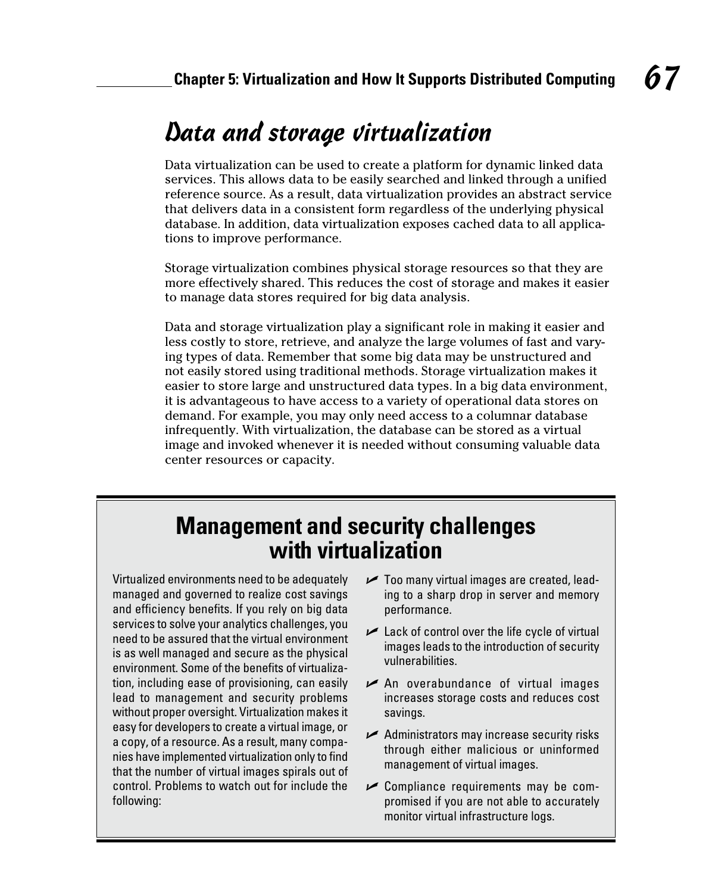## Data and storage virtualization

Data virtualization can be used to create a platform for dynamic linked data services. This allows data to be easily searched and linked through a unified reference source. As a result, data virtualization provides an abstract service that delivers data in a consistent form regardless of the underlying physical database. In addition, data virtualization exposes cached data to all applications to improve performance.

Storage virtualization combines physical storage resources so that they are more effectively shared. This reduces the cost of storage and makes it easier to manage data stores required for big data analysis.

Data and storage virtualization play a significant role in making it easier and less costly to store, retrieve, and analyze the large volumes of fast and varying types of data. Remember that some big data may be unstructured and not easily stored using traditional methods. Storage virtualization makes it easier to store large and unstructured data types. In a big data environment, it is advantageous to have access to a variety of operational data stores on demand. For example, you may only need access to a columnar database infrequently. With virtualization, the database can be stored as a virtual image and invoked whenever it is needed without consuming valuable data center resources or capacity.

### Management and security challenges with virtualization

Virtualized environments need to be adequately managed and governed to realize cost savings and efficiency benefits. If you rely on big data services to solve your analytics challenges, you need to be assured that the virtual environment is as well managed and secure as the physical environment. Some of the benefits of virtualization, including ease of provisioning, can easily lead to management and security problems without proper oversight. Virtualization makes it easy for developers to create a virtual image, or a copy, of a resource. As a result, many companies have implemented virtualization only to find that the number of virtual images spirals out of control. Problems to watch out for include the following:

- Too many virtual images are created, leading to a sharp drop in server and memory performance.
- Lack of control over the life cycle of virtual images leads to the introduction of security vulnerabilities.
- An overabundance of virtual images increases storage costs and reduces cost savings.
- Administrators may increase security risks through either malicious or uninformed management of virtual images.
- Compliance requirements may be compromised if you are not able to accurately monitor virtual infrastructure logs.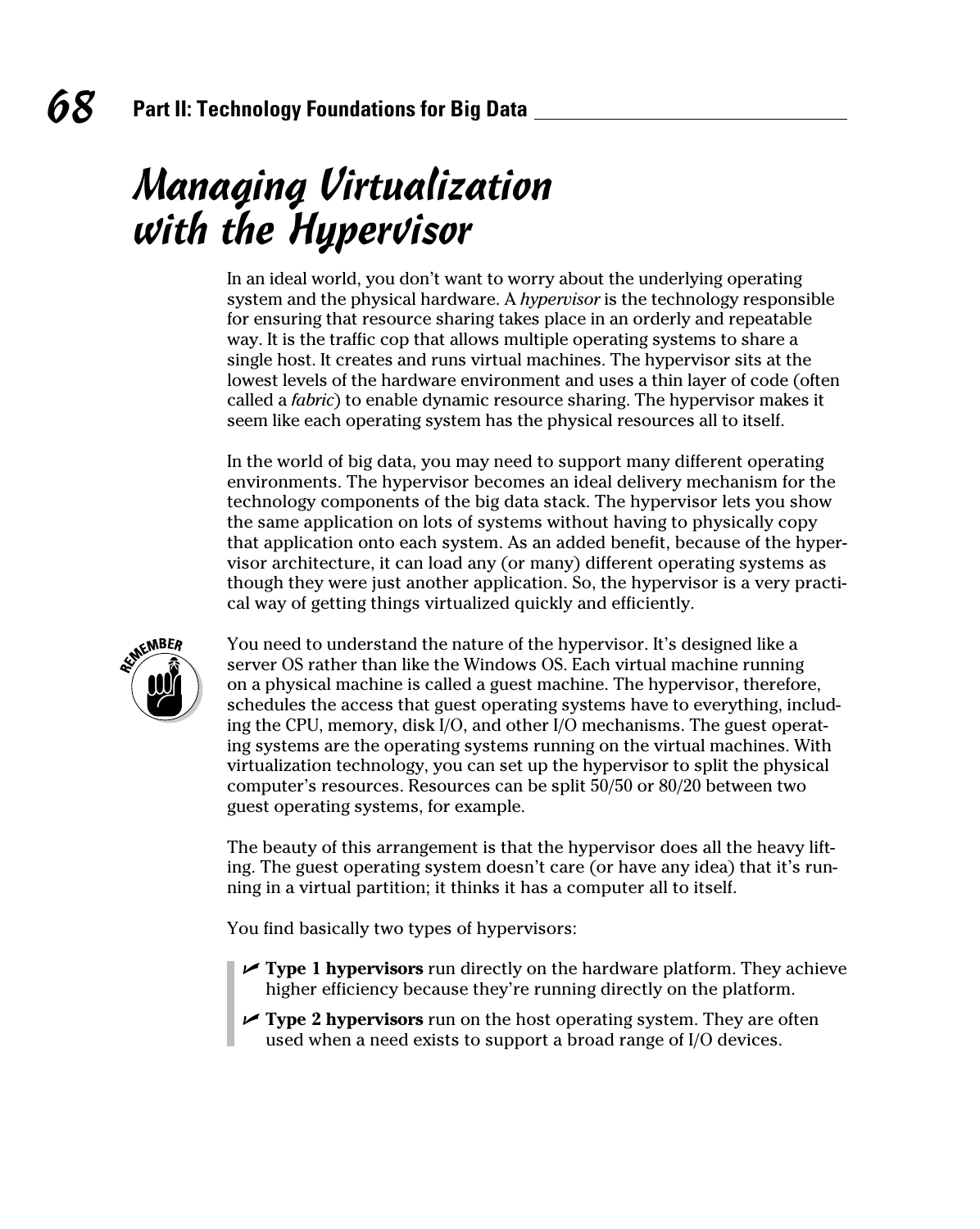# Managing Virtualization with the Hypervisor

In an ideal world, you don't want to worry about the underlying operating system and the physical hardware. A *hypervisor* is the technology responsible for ensuring that resource sharing takes place in an orderly and repeatable way. It is the traffic cop that allows multiple operating systems to share a single host. It creates and runs virtual machines. The hypervisor sits at the lowest levels of the hardware environment and uses a thin layer of code (often called a *fabric*) to enable dynamic resource sharing. The hypervisor makes it seem like each operating system has the physical resources all to itself.

In the world of big data, you may need to support many different operating environments. The hypervisor becomes an ideal delivery mechanism for the technology components of the big data stack. The hypervisor lets you show the same application on lots of systems without having to physically copy that application onto each system. As an added benefit, because of the hypervisor architecture, it can load any (or many) different operating systems as though they were just another application. So, the hypervisor is a very practical way of getting things virtualized quickly and efficiently.

You need to understand the nature of the hypervisor. It's designed like a server OS rather than like the Windows OS. Each virtual machine running on a physical machine is called a guest machine. The hypervisor, therefore, schedules the access that guest operating systems have to everything, including the CPU, memory, disk I/O, and other I/O mechanisms. The guest operating systems are the operating systems running on the virtual machines. With virtualization technology, you can set up the hypervisor to split the physical computer's resources. Resources can be split 50/50 or 80/20 between two guest operating systems, for example.

The beauty of this arrangement is that the hypervisor does all the heavy lifting. The guest operating system doesn't care (or have any idea) that it's running in a virtual partition; it thinks it has a computer all to itself.

You find basically two types of hypervisors:

- **Type 1 hypervisors** run directly on the hardware platform. They achieve higher efficiency because they're running directly on the platform.
- **Type 2 hypervisors** run on the host operating system. They are often used when a need exists to support a broad range of I/O devices.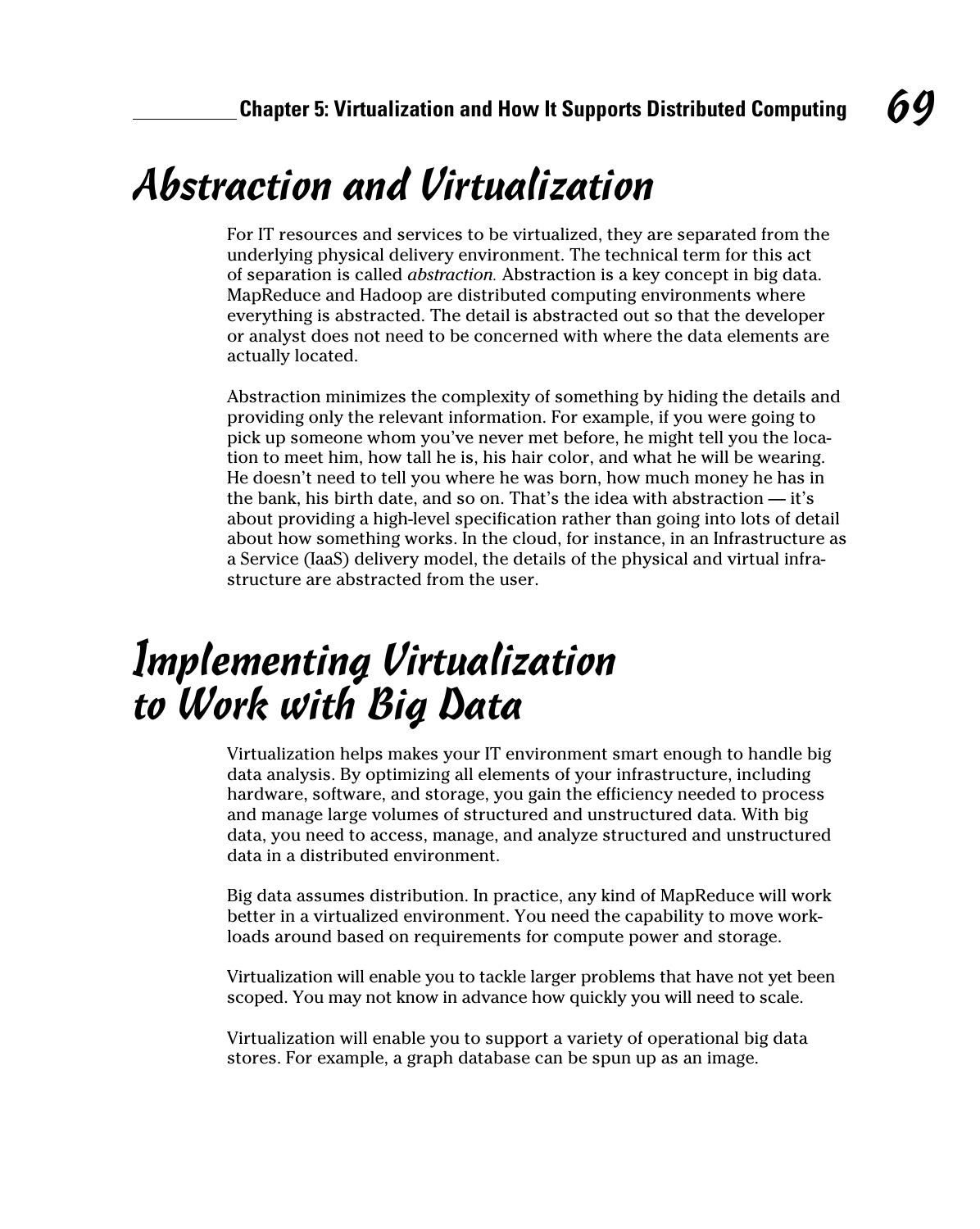## Abstraction and Virtualization

For IT resources and services to be virtualized, they are separated from the underlying physical delivery environment. The technical term for this act of separation is called *abstraction.* Abstraction is a key concept in big data. MapReduce and Hadoop are distributed computing environments where everything is abstracted. The detail is abstracted out so that the developer or analyst does not need to be concerned with where the data elements are actually located.

Abstraction minimizes the complexity of something by hiding the details and providing only the relevant information. For example, if you were going to pick up someone whom you've never met before, he might tell you the location to meet him, how tall he is, his hair color, and what he will be wearing. He doesn't need to tell you where he was born, how much money he has in the bank, his birth date, and so on. That's the idea with abstraction — it's about providing a high-level specification rather than going into lots of detail about how something works. In the cloud, for instance, in an Infrastructure as a Service (IaaS) delivery model, the details of the physical and virtual infrastructure are abstracted from the user.

## Implementing Virtualization to Work with Big Data

Virtualization helps makes your IT environment smart enough to handle big data analysis. By optimizing all elements of your infrastructure, including hardware, software, and storage, you gain the efficiency needed to process and manage large volumes of structured and unstructured data. With big data, you need to access, manage, and analyze structured and unstructured data in a distributed environment.

Big data assumes distribution. In practice, any kind of MapReduce will work better in a virtualized environment. You need the capability to move workloads around based on requirements for compute power and storage.

Virtualization will enable you to tackle larger problems that have not yet been scoped. You may not know in advance how quickly you will need to scale.

Virtualization will enable you to support a variety of operational big data stores. For example, a graph database can be spun up as an image.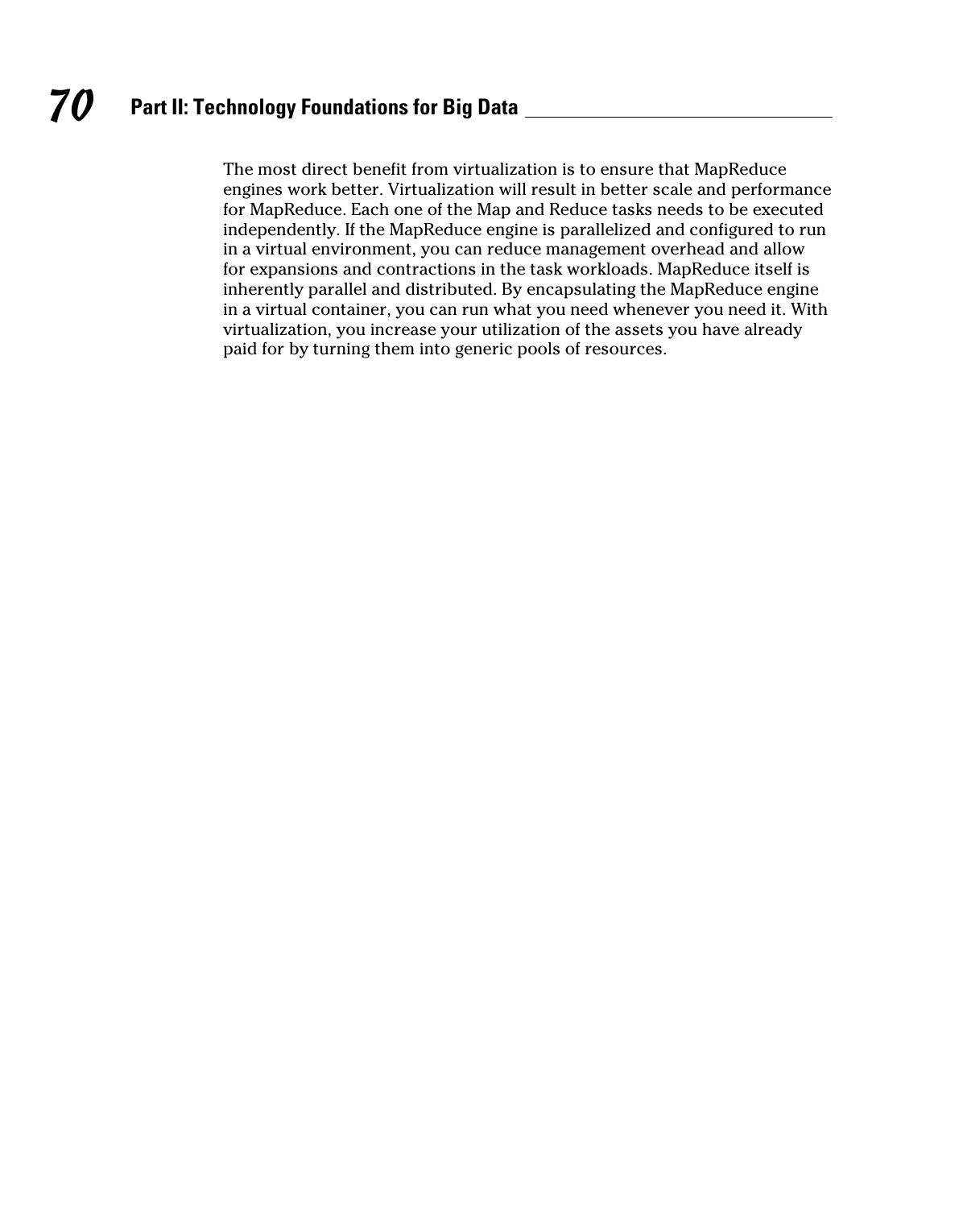The most direct benefit from virtualization is to ensure that MapReduce engines work better. Virtualization will result in better scale and performance for MapReduce. Each one of the Map and Reduce tasks needs to be executed independently. If the MapReduce engine is parallelized and configured to run in a virtual environment, you can reduce management overhead and allow for expansions and contractions in the task workloads. MapReduce itself is inherently parallel and distributed. By encapsulating the MapReduce engine in a virtual container, you can run what you need whenever you need it. With virtualization, you increase your utilization of the assets you have already paid for by turning them into generic pools of resources.